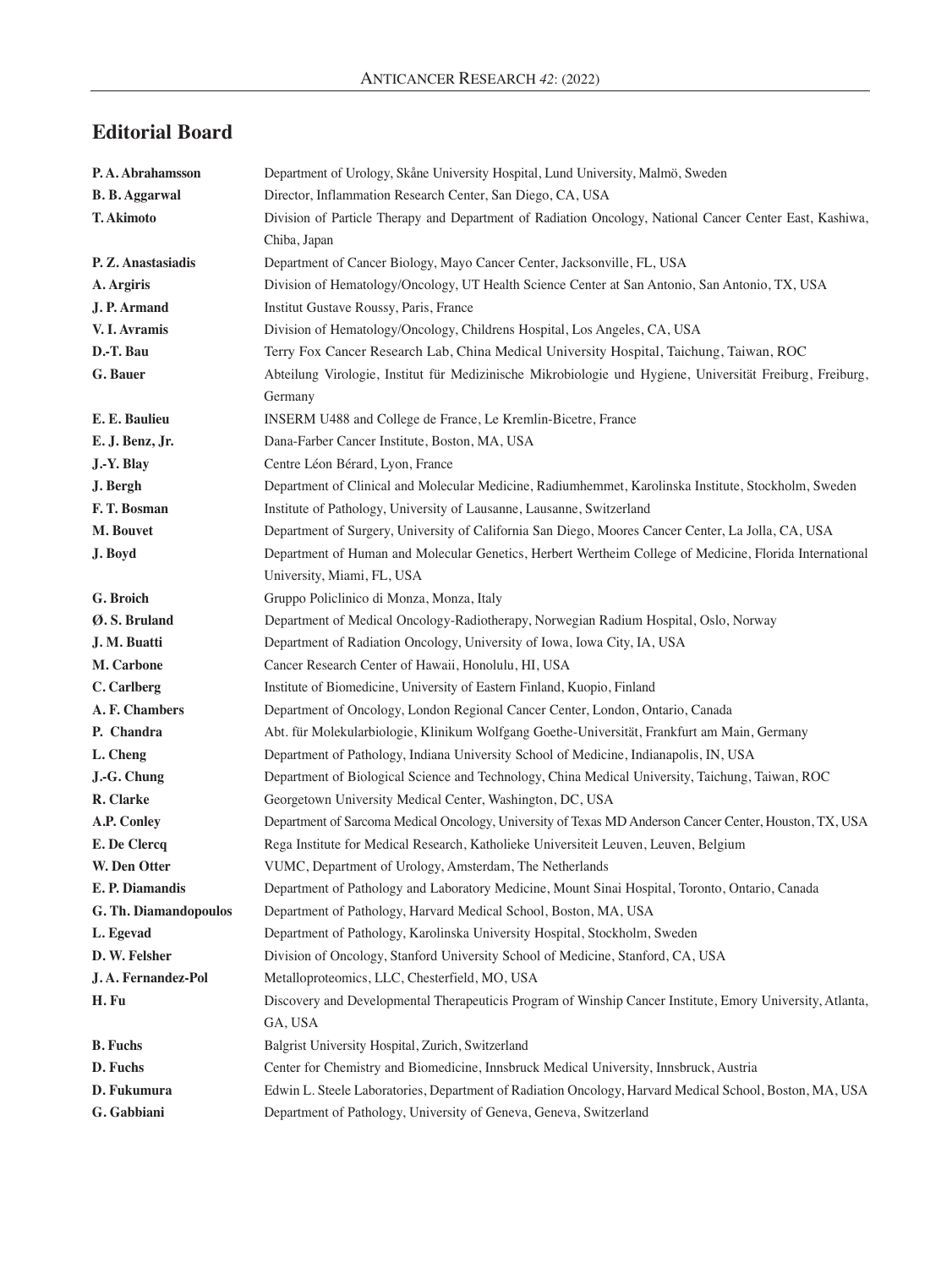## Editorial Board

| | |
|---|---|
| **P. A. Abrahamsson** | Department of Urology, Skåne University Hospital, Lund University, Malmö, Sweden |
| **B. B. Aggarwal** | Director, Inflammation Research Center, San Diego, CA, USA |
| **T. Akimoto** | Division of Particle Therapy and Department of Radiation Oncology, National Cancer Center East, Kashiwa, Chiba, Japan |
| **P. Z. Anastasiadis** | Department of Cancer Biology, Mayo Cancer Center, Jacksonville, FL, USA |
| **A. Argiris** | Division of Hematology/Oncology, UT Health Science Center at San Antonio, San Antonio, TX, USA |
| **J. P. Armand** | Institut Gustave Roussy, Paris, France |
| **V. I. Avramis** | Division of Hematology/Oncology, Childrens Hospital, Los Angeles, CA, USA |
| **D.-T. Bau** | Terry Fox Cancer Research Lab, China Medical University Hospital, Taichung, Taiwan, ROC |
| **G. Bauer** | Abteilung Virologie, Institut für Medizinische Mikrobiologie und Hygiene, Universität Freiburg, Freiburg, Germany |
| **E. E. Baulieu** | INSERM U488 and College de France, Le Kremlin-Bicetre, France |
| **E. J. Benz, Jr.** | Dana-Farber Cancer Institute, Boston, MA, USA |
| **J.-Y. Blay** | Centre Léon Bérard, Lyon, France |
| **J. Bergh** | Department of Clinical and Molecular Medicine, Radiumhemmet, Karolinska Institute, Stockholm, Sweden |
| **F. T. Bosman** | Institute of Pathology, University of Lausanne, Lausanne, Switzerland |
| **M. Bouvet** | Department of Surgery, University of California San Diego, Moores Cancer Center, La Jolla, CA, USA |
| **J. Boyd** | Department of Human and Molecular Genetics, Herbert Wertheim College of Medicine, Florida International University, Miami, FL, USA |
| **G. Broich** | Gruppo Policlinico di Monza, Monza, Italy |
| **Ø. S. Bruland** | Department of Medical Oncology-Radiotherapy, Norwegian Radium Hospital, Oslo, Norway |
| **J. M. Buatti** | Department of Radiation Oncology, University of Iowa, Iowa City, IA, USA |
| **M. Carbone** | Cancer Research Center of Hawaii, Honolulu, HI, USA |
| **C. Carlberg** | Institute of Biomedicine, University of Eastern Finland, Kuopio, Finland |
| **A. F. Chambers** | Department of Oncology, London Regional Cancer Center, London, Ontario, Canada |
| **P. Chandra** | Abt. für Molekularbiologie, Klinikum Wolfgang Goethe-Universität, Frankfurt am Main, Germany |
| **L. Cheng** | Department of Pathology, Indiana University School of Medicine, Indianapolis, IN, USA |
| **J.-G. Chung** | Department of Biological Science and Technology, China Medical University, Taichung, Taiwan, ROC |
| **R. Clarke** | Georgetown University Medical Center, Washington, DC, USA |
| **A.P. Conley** | Department of Sarcoma Medical Oncology, University of Texas MD Anderson Cancer Center, Houston, TX, USA |
| **E. De Clercq** | Rega Institute for Medical Research, Katholieke Universiteit Leuven, Leuven, Belgium |
| **W. Den Otter** | VUMC, Department of Urology, Amsterdam, The Netherlands |
| **E. P. Diamandis** | Department of Pathology and Laboratory Medicine, Mount Sinai Hospital, Toronto, Ontario, Canada |
| **G. Th. Diamandopoulos** | Department of Pathology, Harvard Medical School, Boston, MA, USA |
| **L. Egevad** | Department of Pathology, Karolinska University Hospital, Stockholm, Sweden |
| **D. W. Felsher** | Division of Oncology, Stanford University School of Medicine, Stanford, CA, USA |
| **J. A. Fernandez-Pol** | Metalloproteomics, LLC, Chesterfield, MO, USA |
| **H. Fu** | Discovery and Developmental Therapeuticis Program of Winship Cancer Institute, Emory University, Atlanta, GA, USA |
| **B. Fuchs** | Balgrist University Hospital, Zurich, Switzerland |
| **D. Fuchs** | Center for Chemistry and Biomedicine, Innsbruck Medical University, Innsbruck, Austria |
| **D. Fukumura** | Edwin L. Steele Laboratories, Department of Radiation Oncology, Harvard Medical School, Boston, MA, USA |
| **G. Gabbiani** | Department of Pathology, University of Geneva, Geneva, Switzerland |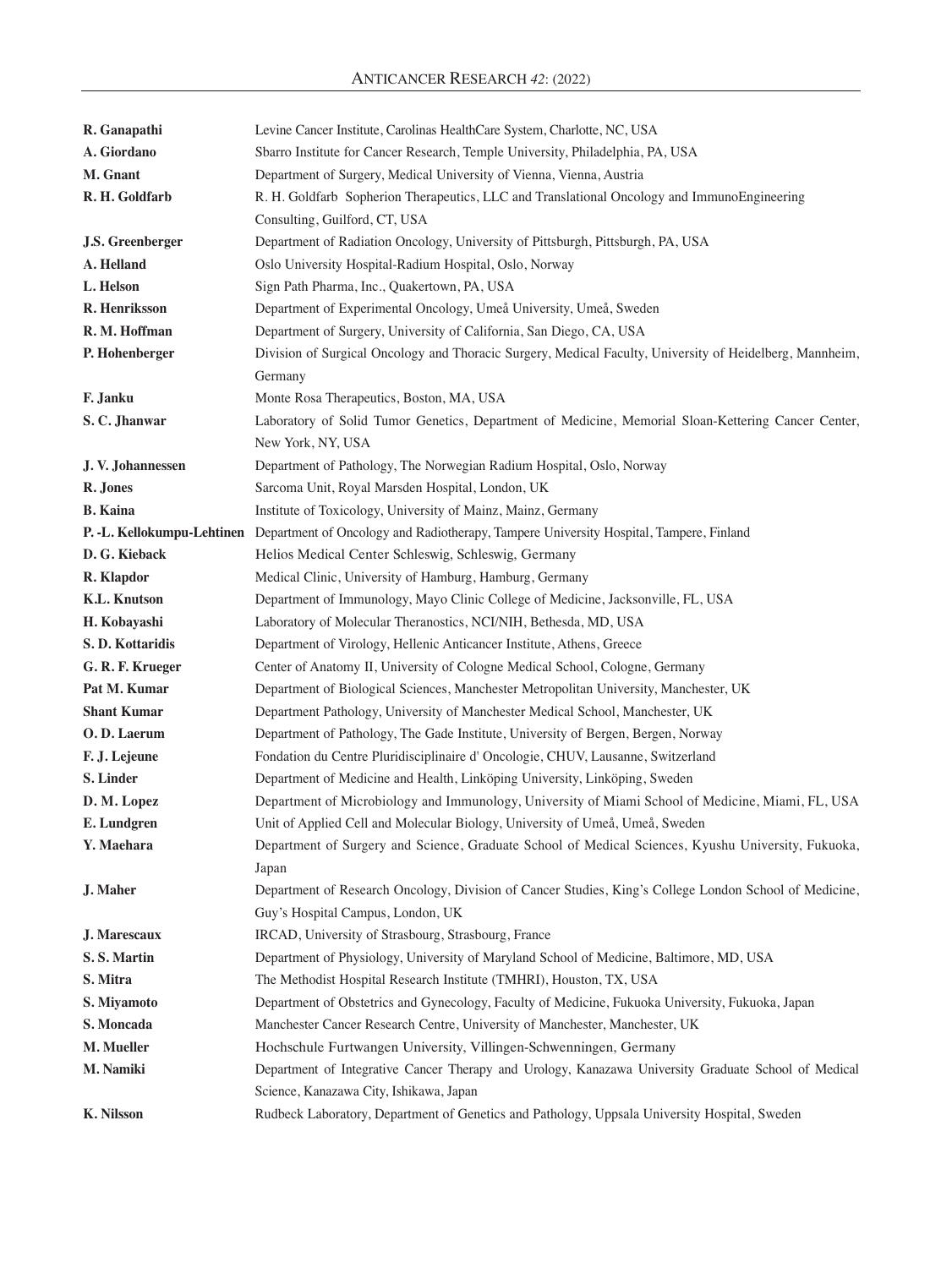| | |
|---|---|
| **R. Ganapathi** | Levine Cancer Institute, Carolinas HealthCare System, Charlotte, NC, USA |
| **A. Giordano** | Sbarro Institute for Cancer Research, Temple University, Philadelphia, PA, USA |
| **M. Gnant** | Department of Surgery, Medical University of Vienna, Vienna, Austria |
| **R. H. Goldfarb** | R. H. Goldfarb Sopherion Therapeutics, LLC and Translational Oncology and ImmunoEngineering Consulting, Guilford, CT, USA |
| **J.S. Greenberger** | Department of Radiation Oncology, University of Pittsburgh, Pittsburgh, PA, USA |
| **A. Helland** | Oslo University Hospital-Radium Hospital, Oslo, Norway |
| **L. Helson** | Sign Path Pharma, Inc., Quakertown, PA, USA |
| **R. Henriksson** | Department of Experimental Oncology, Umeå University, Umeå, Sweden |
| **R. M. Hoffman** | Department of Surgery, University of California, San Diego, CA, USA |
| **P. Hohenberger** | Division of Surgical Oncology and Thoracic Surgery, Medical Faculty, University of Heidelberg, Mannheim, Germany |
| **F. Janku** | Monte Rosa Therapeutics, Boston, MA, USA |
| **S. C. Jhanwar** | Laboratory of Solid Tumor Genetics, Department of Medicine, Memorial Sloan-Kettering Cancer Center, New York, NY, USA |
| **J. V. Johannessen** | Department of Pathology, The Norwegian Radium Hospital, Oslo, Norway |
| **R. Jones** | Sarcoma Unit, Royal Marsden Hospital, London, UK |
| **B. Kaina** | Institute of Toxicology, University of Mainz, Mainz, Germany |
| **P. -L. Kellokumpu-Lehtinen** | Department of Oncology and Radiotherapy, Tampere University Hospital, Tampere, Finland |
| **D. G. Kieback** | Helios Medical Center Schleswig, Schleswig, Germany |
| **R. Klapdor** | Medical Clinic, University of Hamburg, Hamburg, Germany |
| **K.L. Knutson** | Department of Immunology, Mayo Clinic College of Medicine, Jacksonville, FL, USA |
| **H. Kobayashi** | Laboratory of Molecular Theranostics, NCI/NIH, Bethesda, MD, USA |
| **S. D. Kottaridis** | Department of Virology, Hellenic Anticancer Institute, Athens, Greece |
| **G. R. F. Krueger** | Center of Anatomy II, University of Cologne Medical School, Cologne, Germany |
| **Pat M. Kumar** | Department of Biological Sciences, Manchester Metropolitan University, Manchester, UK |
| **Shant Kumar** | Department Pathology, University of Manchester Medical School, Manchester, UK |
| **O. D. Laerum** | Department of Pathology, The Gade Institute, University of Bergen, Bergen, Norway |
| **F. J. Lejeune** | Fondation du Centre Pluridisciplinaire d' Oncologie, CHUV, Lausanne, Switzerland |
| **S. Linder** | Department of Medicine and Health, Linköping University, Linköping, Sweden |
| **D. M. Lopez** | Department of Microbiology and Immunology, University of Miami School of Medicine, Miami, FL, USA |
| **E. Lundgren** | Unit of Applied Cell and Molecular Biology, University of Umeå, Umeå, Sweden |
| **Y. Maehara** | Department of Surgery and Science, Graduate School of Medical Sciences, Kyushu University, Fukuoka, Japan |
| **J. Maher** | Department of Research Oncology, Division of Cancer Studies, King's College London School of Medicine, Guy's Hospital Campus, London, UK |
| **J. Marescaux** | IRCAD, University of Strasbourg, Strasbourg, France |
| **S. S. Martin** | Department of Physiology, University of Maryland School of Medicine, Baltimore, MD, USA |
| **S. Mitra** | The Methodist Hospital Research Institute (TMHRI), Houston, TX, USA |
| **S. Miyamoto** | Department of Obstetrics and Gynecology, Faculty of Medicine, Fukuoka University, Fukuoka, Japan |
| **S. Moncada** | Manchester Cancer Research Centre, University of Manchester, Manchester, UK |
| **M. Mueller** | Hochschule Furtwangen University, Villingen-Schwenningen, Germany |
| **M. Namiki** | Department of Integrative Cancer Therapy and Urology, Kanazawa University Graduate School of Medical Science, Kanazawa City, Ishikawa, Japan |
| **K. Nilsson** | Rudbeck Laboratory, Department of Genetics and Pathology, Uppsala University Hospital, Sweden |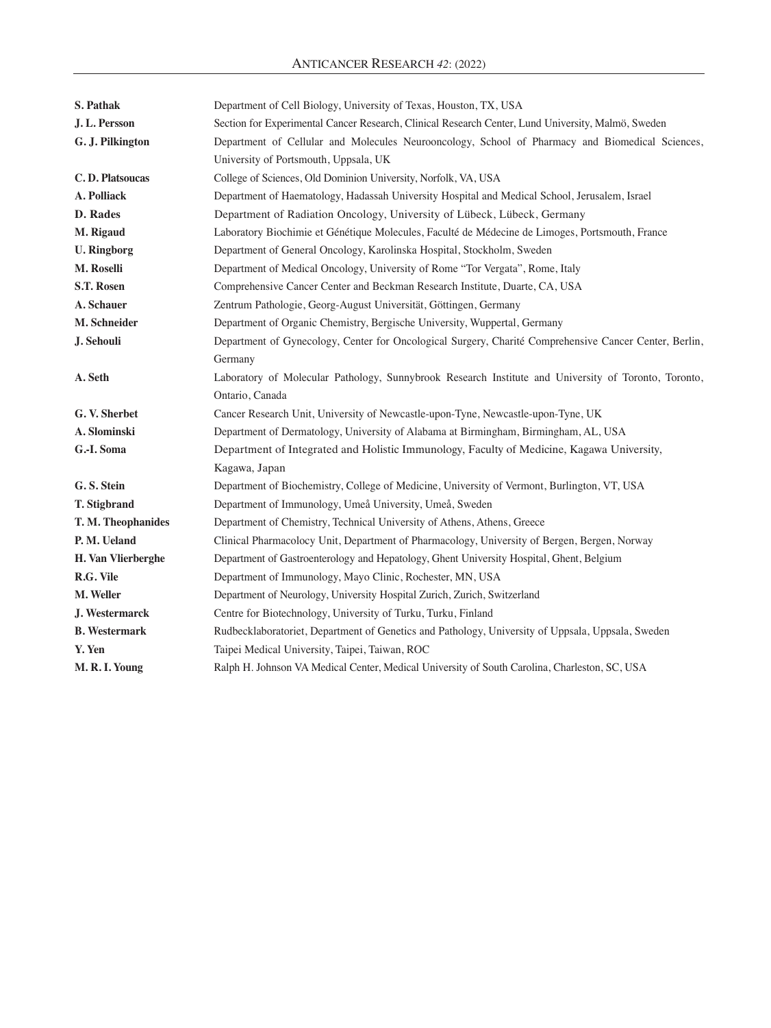| | |
|---|---|
| **S. Pathak** | Department of Cell Biology, University of Texas, Houston, TX, USA |
| **J. L. Persson** | Section for Experimental Cancer Research, Clinical Research Center, Lund University, Malmö, Sweden |
| **G. J. Pilkington** | Department of Cellular and Molecules Neurooncology, School of Pharmacy and Biomedical Sciences, University of Portsmouth, Uppsala, UK |
| **C. D. Platsoucas** | College of Sciences, Old Dominion University, Norfolk, VA, USA |
| **A. Polliack** | Department of Haematology, Hadassah University Hospital and Medical School, Jerusalem, Israel |
| **D. Rades** | Department of Radiation Oncology, University of Lübeck, Lübeck, Germany |
| **M. Rigaud** | Laboratory Biochimie et Génétique Molecules, Faculté de Médecine de Limoges, Portsmouth, France |
| **U. Ringborg** | Department of General Oncology, Karolinska Hospital, Stockholm, Sweden |
| **M. Roselli** | Department of Medical Oncology, University of Rome "Tor Vergata", Rome, Italy |
| **S.T. Rosen** | Comprehensive Cancer Center and Beckman Research Institute, Duarte, CA, USA |
| **A. Schauer** | Zentrum Pathologie, Georg-August Universität, Göttingen, Germany |
| **M. Schneider** | Department of Organic Chemistry, Bergische University, Wuppertal, Germany |
| **J. Sehouli** | Department of Gynecology, Center for Oncological Surgery, Charité Comprehensive Cancer Center, Berlin, Germany |
| **A. Seth** | Laboratory of Molecular Pathology, Sunnybrook Research Institute and University of Toronto, Toronto, Ontario, Canada |
| **G. V. Sherbet** | Cancer Research Unit, University of Newcastle-upon-Tyne, Newcastle-upon-Tyne, UK |
| **A. Slominski** | Department of Dermatology, University of Alabama at Birmingham, Birmingham, AL, USA |
| **G.-I. Soma** | Department of Integrated and Holistic Immunology, Faculty of Medicine, Kagawa University, Kagawa, Japan |
| **G. S. Stein** | Department of Biochemistry, College of Medicine, University of Vermont, Burlington, VT, USA |
| **T. Stigbrand** | Department of Immunology, Umeå University, Umeå, Sweden |
| **T. M. Theophanides** | Department of Chemistry, Technical University of Athens, Athens, Greece |
| **P. M. Ueland** | Clinical Pharmacolocy Unit, Department of Pharmacology, University of Bergen, Bergen, Norway |
| **H. Van Vlierberghe** | Department of Gastroenterology and Hepatology, Ghent University Hospital, Ghent, Belgium |
| **R.G. Vile** | Department of Immunology, Mayo Clinic, Rochester, MN, USA |
| **M. Weller** | Department of Neurology, University Hospital Zurich, Zurich, Switzerland |
| **J. Westermarck** | Centre for Biotechnology, University of Turku, Turku, Finland |
| **B. Westermark** | Rudbecklaboratoriet, Department of Genetics and Pathology, University of Uppsala, Uppsala, Sweden |
| **Y. Yen** | Taipei Medical University, Taipei, Taiwan, ROC |
| **M. R. I. Young** | Ralph H. Johnson VA Medical Center, Medical University of South Carolina, Charleston, SC, USA |